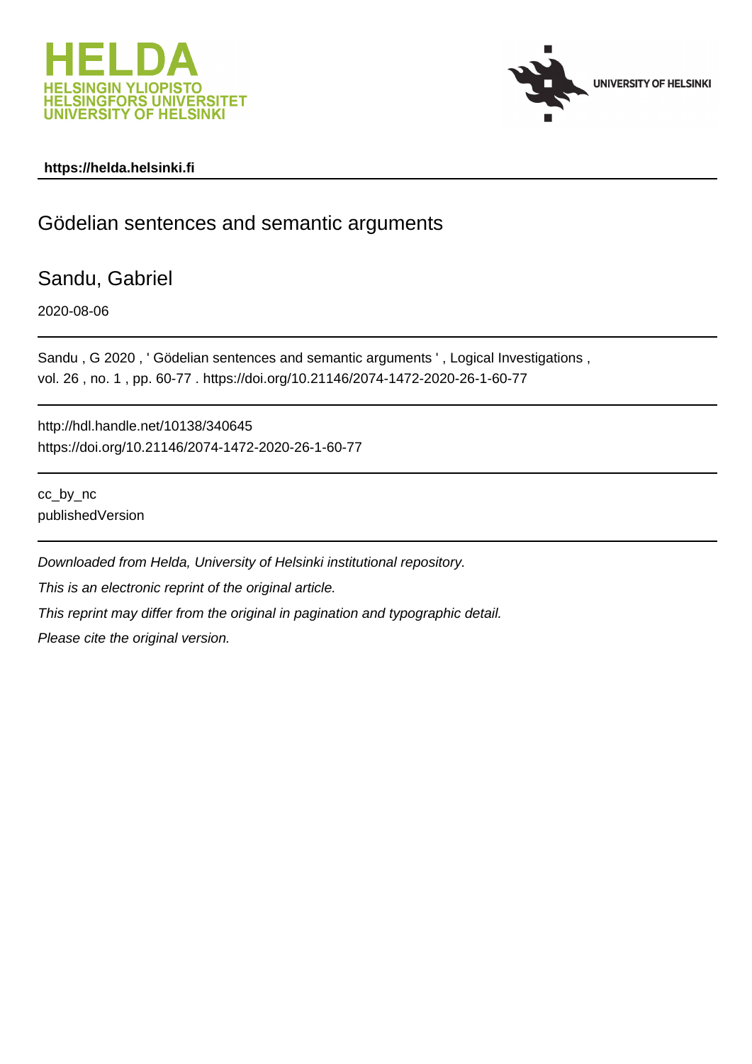HELDA
HELSINGIN YLIOPISTO
HELSINGFORS UNIVERSITET
UNIVERSITY OF HELSINKI

UNIVERSITY OF HELSINKI

**https://helda.helsinki.fi**

---

# Gödelian sentences and semantic arguments

## Sandu, Gabriel

2020-08-06

---

Sandu , G 2020 , ' Gödelian sentences and semantic arguments ' , Logical Investigations , vol. 26 , no. 1 , pp. 60-77 . https://doi.org/10.21146/2074-1472-2020-26-1-60-77

---

http://hdl.handle.net/10138/340645
https://doi.org/10.21146/2074-1472-2020-26-1-60-77

---

cc_by_nc
publishedVersion

---

*Downloaded from Helda, University of Helsinki institutional repository.*

*This is an electronic reprint of the original article.*

*This reprint may differ from the original in pagination and typographic detail.*

*Please cite the original version.*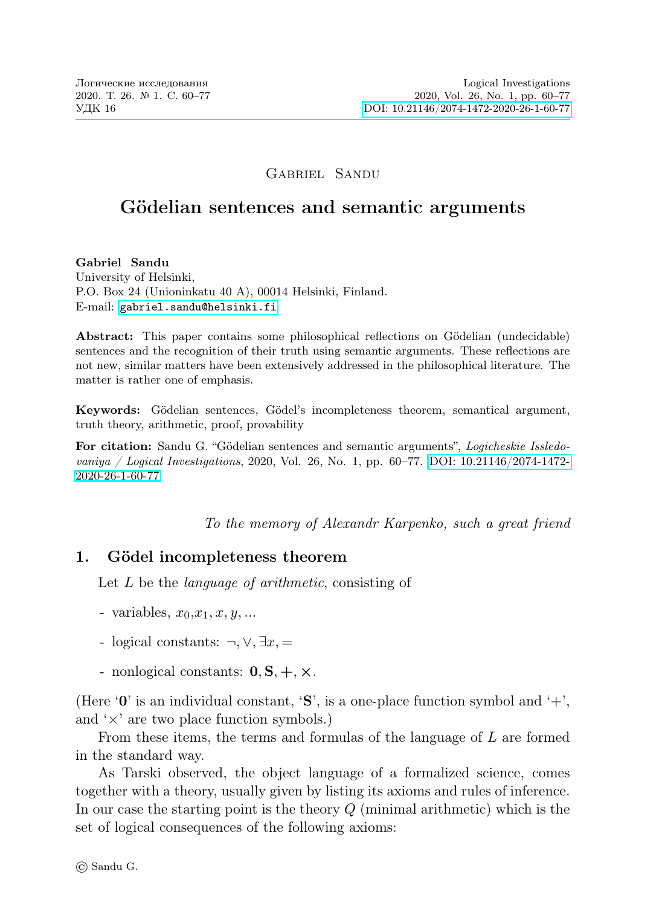# Gabriel Sandu

## Gödelian sentences and semantic arguments

**Gabriel Sandu**
University of Helsinki,
P.O. Box 24 (Unioninkatu 40 A), 00014 Helsinki, Finland.
E-mail: gabriel.sandu@helsinki.fi

**Abstract:** This paper contains some philosophical reflections on Gödelian (undecidable) sentences and the recognition of their truth using semantic arguments. These reflections are not new, similar matters have been extensively addressed in the philosophical literature. The matter is rather one of emphasis.

**Keywords:** Gödelian sentences, Gödel's incompleteness theorem, semantical argument, truth theory, arithmetic, proof, provability

**For citation:** Sandu G. "Gödelian sentences and semantic arguments", *Logicheskie Issledovaniya / Logical Investigations*, 2020, Vol. 26, No. 1, pp. 60–77. DOI: 10.21146/2074-1472-2020-26-1-60-77

*To the memory of Alexandr Karpenko, such a great friend*

## 1. Gödel incompleteness theorem

Let $L$ be the *language of arithmetic*, consisting of

- variables, $x_0$,$x_1, x, y, ...$
- logical constants: $\neg, \vee, \exists x, =$
- nonlogical constants: $\mathbf{0}, \mathbf{S}, +, \times$.

(Here '$\mathbf{0}$' is an individual constant, '$\mathbf{S}$', is a one-place function symbol and '$+$', and '$\times$' are two place function symbols.)

From these items, the terms and formulas of the language of $L$ are formed in the standard way.

As Tarski observed, the object language of a formalized science, comes together with a theory, usually given by listing its axioms and rules of inference. In our case the starting point is the theory $Q$ (minimal arithmetic) which is the set of logical consequences of the following axioms:

© Sandu G.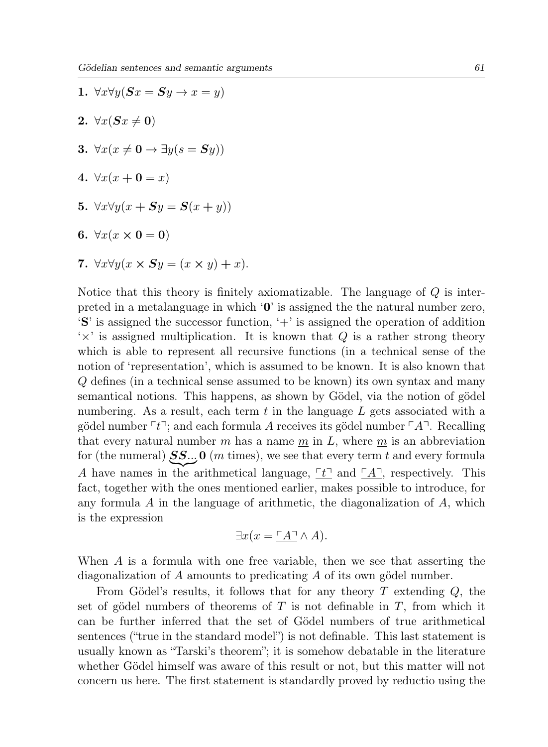**1.** $\forall x \forall y(\boldsymbol{S}x = \boldsymbol{S}y \rightarrow x = y)$

**2.** $\forall x(\boldsymbol{S}x \neq \mathbf{0})$

**3.** $\forall x(x \neq \mathbf{0} \rightarrow \exists y(s = \boldsymbol{S}y))$

**4.** $\forall x(x + \mathbf{0} = x)$

**5.** $\forall x \forall y(x + \boldsymbol{S}y = \boldsymbol{S}(x + y))$

**6.** $\forall x(x \times \mathbf{0} = \mathbf{0})$

**7.** $\forall x \forall y(x \times \boldsymbol{S}y = (x \times y) + x)$.

Notice that this theory is finitely axiomatizable. The language of $Q$ is interpreted in a metalanguage in which '$\mathbf{0}$' is assigned the the natural number zero, '**S**' is assigned the successor function, '+' is assigned the operation of addition '×' is assigned multiplication. It is known that $Q$ is a rather strong theory which is able to represent all recursive functions (in a technical sense of the notion of 'representation', which is assumed to be known. It is also known that $Q$ defines (in a technical sense assumed to be known) its own syntax and many semantical notions. This happens, as shown by Gödel, via the notion of gödel numbering. As a result, each term $t$ in the language $L$ gets associated with a gödel number $\ulcorner t \urcorner$; and each formula $A$ receives its gödel number $\ulcorner A \urcorner$. Recalling that every natural number $m$ has a name $\underline{m}$ in $L$, where $\underline{m}$ is an abbreviation for (the numeral) $\underbrace{\boldsymbol{S}\boldsymbol{S}...}\mathbf{0}$ ($m$ times), we see that every term $t$ and every formula $A$ have names in the arithmetical language, $\underline{\ulcorner t \urcorner}$ and $\underline{\ulcorner A \urcorner}$, respectively. This fact, together with the ones mentioned earlier, makes possible to introduce, for any formula $A$ in the language of arithmetic, the diagonalization of $A$, which is the expression

$$\exists x(x = \underline{\ulcorner A \urcorner} \wedge A).$$

When $A$ is a formula with one free variable, then we see that asserting the diagonalization of $A$ amounts to predicating $A$ of its own gödel number.

From Gödel's results, it follows that for any theory $T$ extending $Q$, the set of gödel numbers of theorems of $T$ is not definable in $T$, from which it can be further inferred that the set of Gödel numbers of true arithmetical sentences ("true in the standard model") is not definable. This last statement is usually known as "Tarski's theorem"; it is somehow debatable in the literature whether Gödel himself was aware of this result or not, but this matter will not concern us here. The first statement is standardly proved by reductio using the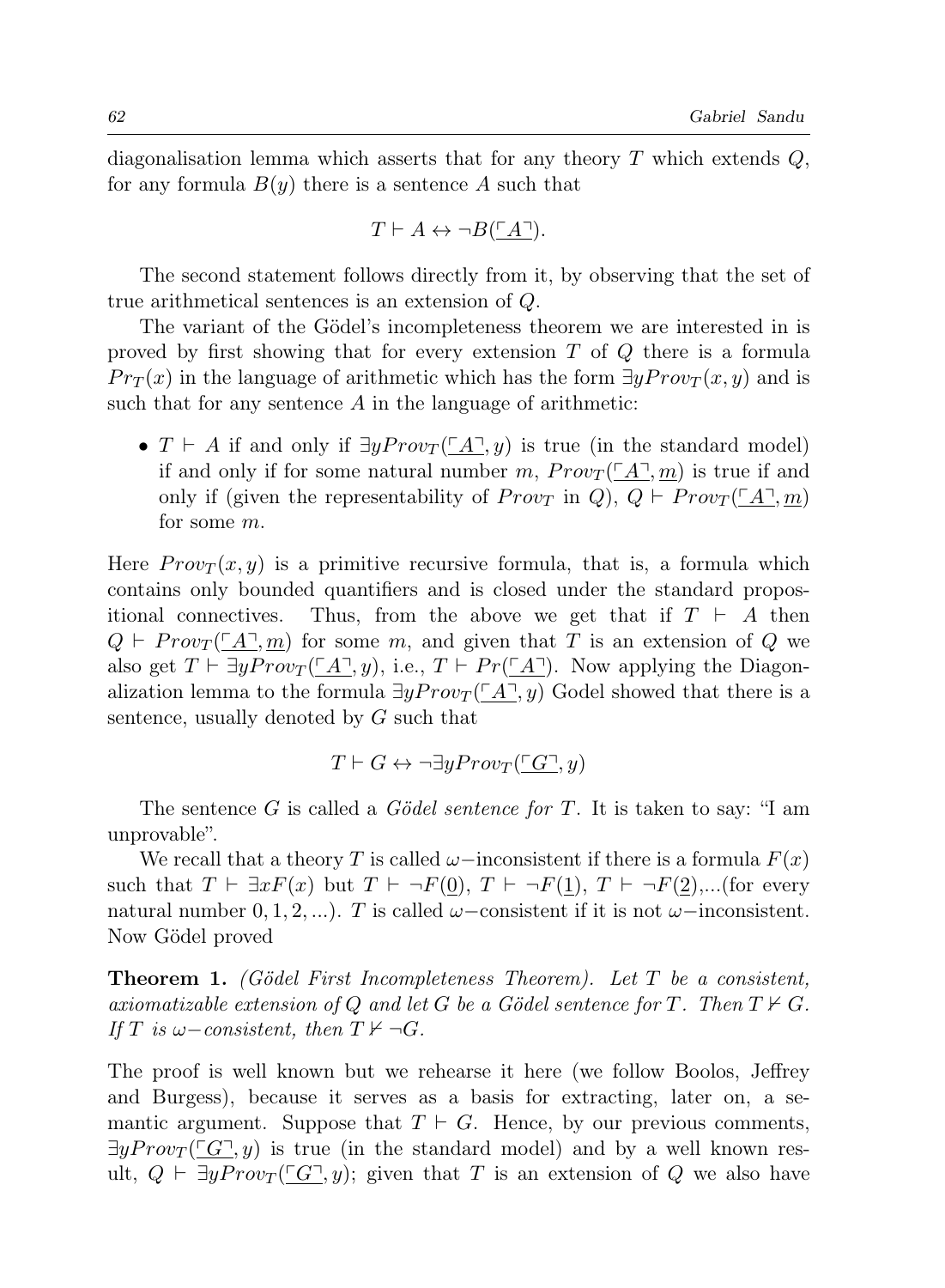diagonalisation lemma which asserts that for any theory $T$ which extends $Q$, for any formula $B(y)$ there is a sentence $A$ such that

$$T \vdash A \leftrightarrow \neg B(\ulcorner \underline{A} \urcorner).$$

The second statement follows directly from it, by observing that the set of true arithmetical sentences is an extension of $Q$.

The variant of the Gödel's incompleteness theorem we are interested in is proved by first showing that for every extension $T$ of $Q$ there is a formula $Pr_T(x)$ in the language of arithmetic which has the form $\exists y Prov_T(x, y)$ and is such that for any sentence $A$ in the language of arithmetic:

- $T \vdash A$ if and only if $\exists y Prov_T(\ulcorner \underline{A} \urcorner, y)$ is true (in the standard model) if and only if for some natural number $m$, $Prov_T(\ulcorner \underline{A} \urcorner, \underline{m})$ is true if and only if (given the representability of $Prov_T$ in $Q$), $Q \vdash Prov_T(\ulcorner \underline{A} \urcorner, \underline{m})$ for some $m$.

Here $Prov_T(x, y)$ is a primitive recursive formula, that is, a formula which contains only bounded quantifiers and is closed under the standard propositional connectives. Thus, from the above we get that if $T \vdash A$ then $Q \vdash Prov_T(\ulcorner \underline{A} \urcorner, \underline{m})$ for some $m$, and given that $T$ is an extension of $Q$ we also get $T \vdash \exists y Prov_T(\ulcorner \underline{A} \urcorner, y)$, i.e., $T \vdash Pr(\ulcorner \underline{A} \urcorner)$. Now applying the Diagonalization lemma to the formula $\exists y Prov_T(\ulcorner \underline{A} \urcorner, y)$ Godel showed that there is a sentence, usually denoted by $G$ such that

$$T \vdash G \leftrightarrow \neg \exists y Prov_T(\ulcorner \underline{G} \urcorner, y)$$

The sentence $G$ is called a *Gödel sentence for* $T$. It is taken to say: "I am unprovable".

We recall that a theory $T$ is called $\omega-$inconsistent if there is a formula $F(x)$ such that $T \vdash \exists x F(x)$ but $T \vdash \neg F(\underline{0})$, $T \vdash \neg F(\underline{1})$, $T \vdash \neg F(\underline{2})$,...(for every natural number $0, 1, 2, ...$). $T$ is called $\omega-$consistent if it is not $\omega-$inconsistent. Now Gödel proved

**Theorem 1.** *(Gödel First Incompleteness Theorem). Let $T$ be a consistent, axiomatizable extension of $Q$ and let $G$ be a Gödel sentence for $T$. Then $T \nvdash G$. If $T$ is $\omega-$consistent, then $T \nvdash \neg G$.*

The proof is well known but we rehearse it here (we follow Boolos, Jeffrey and Burgess), because it serves as a basis for extracting, later on, a semantic argument. Suppose that $T \vdash G$. Hence, by our previous comments, $\exists y Prov_T(\ulcorner \underline{G} \urcorner, y)$ is true (in the standard model) and by a well known result, $Q \vdash \exists y Prov_T(\ulcorner \underline{G} \urcorner, y)$; given that $T$ is an extension of $Q$ we also have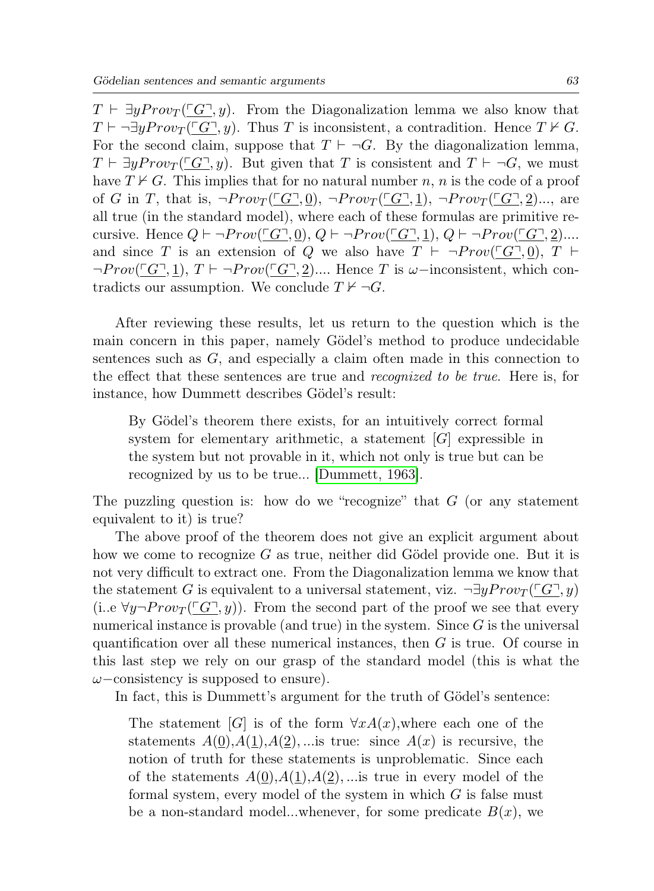$T \vdash \exists y Prov_T(\underline{\ulcorner G \urcorner}, y)$. From the Diagonalization lemma we also know that $T \vdash \neg \exists y Prov_T(\underline{\ulcorner G \urcorner}, y)$. Thus $T$ is inconsistent, a contradition. Hence $T \nvdash G$. For the second claim, suppose that $T \vdash \neg G$. By the diagonalization lemma, $T \vdash \exists y Prov_T(\underline{\ulcorner G \urcorner}, y)$. But given that $T$ is consistent and $T \vdash \neg G$, we must have $T \nvdash G$. This implies that for no natural number $n$, $n$ is the code of a proof of $G$ in $T$, that is, $\neg Prov_T(\underline{\ulcorner G \urcorner}, \underline{0})$, $\neg Prov_T(\underline{\ulcorner G \urcorner}, \underline{1})$, $\neg Prov_T(\underline{\ulcorner G \urcorner}, \underline{2})$..., are all true (in the standard model), where each of these formulas are primitive recursive. Hence $Q \vdash \neg Prov(\underline{\ulcorner G \urcorner}, \underline{0})$, $Q \vdash \neg Prov(\underline{\ulcorner G \urcorner}, \underline{1})$, $Q \vdash \neg Prov(\underline{\ulcorner G \urcorner}, \underline{2})$.... and since $T$ is an extension of $Q$ we also have $T \vdash \neg Prov(\underline{\ulcorner G \urcorner}, \underline{0})$, $T \vdash \neg Prov(\underline{\ulcorner G \urcorner}, \underline{1})$, $T \vdash \neg Prov(\underline{\ulcorner G \urcorner}, \underline{2})$.... Hence $T$ is $\omega-$inconsistent, which contradicts our assumption. We conclude $T \nvdash \neg G$.

After reviewing these results, let us return to the question which is the main concern in this paper, namely Gödel's method to produce undecidable sentences such as $G$, and especially a claim often made in this connection to the effect that these sentences are true and *recognized to be true*. Here is, for instance, how Dummett describes Gödel's result:

> By Gödel's theorem there exists, for an intuitively correct formal system for elementary arithmetic, a statement [$G$] expressible in the system but not provable in it, which not only is true but can be recognized by us to be true... [Dummett, 1963].

The puzzling question is: how do we "recognize" that $G$ (or any statement equivalent to it) is true?

The above proof of the theorem does not give an explicit argument about how we come to recognize $G$ as true, neither did Gödel provide one. But it is not very difficult to extract one. From the Diagonalization lemma we know that the statement $G$ is equivalent to a universal statement, viz. $\neg \exists y Prov_T(\underline{\ulcorner G \urcorner}, y)$ (i..e $\forall y \neg Prov_T(\underline{\ulcorner G \urcorner}, y)$). From the second part of the proof we see that every numerical instance is provable (and true) in the system. Since $G$ is the universal quantification over all these numerical instances, then $G$ is true. Of course in this last step we rely on our grasp of the standard model (this is what the $\omega-$consistency is supposed to ensure).

In fact, this is Dummett's argument for the truth of Gödel's sentence:

> The statement [$G$] is of the form $\forall x A(x)$,where each one of the statements $A(\underline{0})$,$A(\underline{1})$,$A(\underline{2})$, ...is true: since $A(x)$ is recursive, the notion of truth for these statements is unproblematic. Since each of the statements $A(\underline{0})$,$A(\underline{1})$,$A(\underline{2})$, ...is true in every model of the formal system, every model of the system in which $G$ is false must be a non-standard model...whenever, for some predicate $B(x)$, we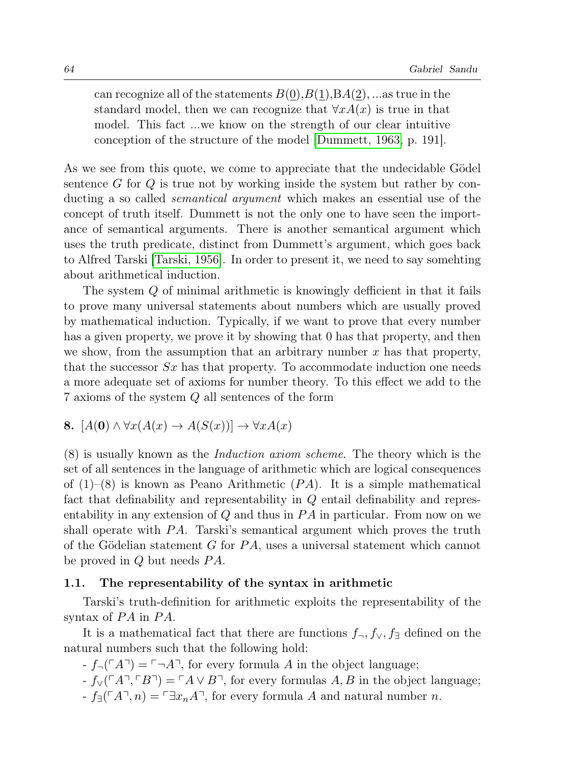> can recognize all of the statements $B(\underline{0})$,$B(\underline{1})$,B$A(\underline{2})$, ...as true in the standard model, then we can recognize that $\forall x A(x)$ is true in that model. This fact ...we know on the strength of our clear intuitive conception of the structure of the model [Dummett, 1963, p. 191].

As we see from this quote, we come to appreciate that the undecidable Gödel sentence $G$ for $Q$ is true not by working inside the system but rather by conducting a so called *semantical argument* which makes an essential use of the concept of truth itself. Dummett is not the only one to have seen the importance of semantical arguments. There is another semantical argument which uses the truth predicate, distinct from Dummett's argument, which goes back to Alfred Tarski [Tarski, 1956]. In order to present it, we need to say somehting about arithmetical induction.

The system $Q$ of minimal arithmetic is knowingly defficient in that it fails to prove many universal statements about numbers which are usually proved by mathematical induction. Typically, if we want to prove that every number has a given property, we prove it by showing that 0 has that property, and then we show, from the assumption that an arbitrary number $x$ has that property, that the successor $Sx$ has that property. To accommodate induction one needs a more adequate set of axioms for number theory. To this effect we add to the 7 axioms of the system $Q$ all sentences of the form

**8.** $[A(\mathbf{0}) \wedge \forall x(A(x) \rightarrow A(S(x))] \rightarrow \forall x A(x)$

(8) is usually known as the *Induction axiom scheme*. The theory which is the set of all sentences in the language of arithmetic which are logical consequences of (1)–(8) is known as Peano Arithmetic ($PA$). It is a simple mathematical fact that definability and representability in $Q$ entail definability and representability in any extension of $Q$ and thus in $PA$ in particular. From now on we shall operate with $PA$. Tarski's semantical argument which proves the truth of the Gödelian statement $G$ for $PA$, uses a universal statement which cannot be proved in $Q$ but needs $PA$.

### 1.1. The representability of the syntax in arithmetic

Tarski's truth-definition for arithmetic exploits the representability of the syntax of $PA$ in $PA$.

It is a mathematical fact that there are functions $f_{\neg}, f_{\vee}, f_{\exists}$ defined on the natural numbers such that the following hold:

- $f_{\neg}(\ulcorner A \urcorner) = \ulcorner \neg A \urcorner$, for every formula $A$ in the object language;
- $f_{\vee}(\ulcorner A \urcorner, \ulcorner B \urcorner) = \ulcorner A \vee B \urcorner$, for every formulas $A, B$ in the object language;
- $f_{\exists}(\ulcorner A \urcorner, n) = \ulcorner \exists x_n A \urcorner$, for every formula $A$ and natural number $n$.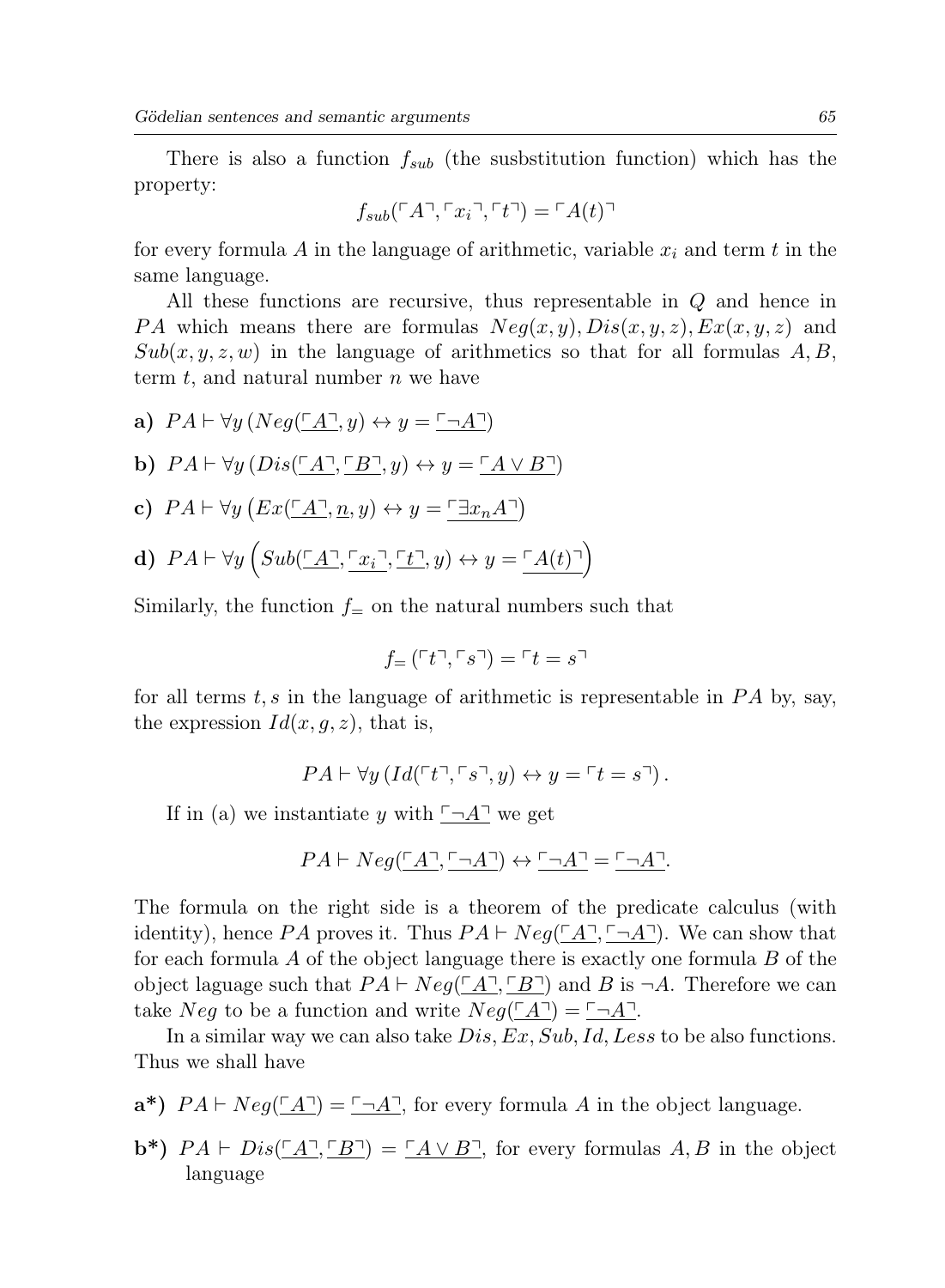There is also a function $f_{sub}$ (the susbstitution function) which has the property:

$$f_{sub}(\ulcorner A \urcorner, \ulcorner x_i \urcorner, \ulcorner t \urcorner) = \ulcorner A(t) \urcorner$$

for every formula $A$ in the language of arithmetic, variable $x_i$ and term $t$ in the same language.

All these functions are recursive, thus representable in $Q$ and hence in $PA$ which means there are formulas $Neg(x,y), Dis(x,y,z), Ex(x,y,z)$ and $Sub(x,y,z,w)$ in the language of arithmetics so that for all formulas $A, B$, term $t$, and natural number $n$ we have

**a)** $PA \vdash \forall y \, (Neg(\underline{\ulcorner A \urcorner}, y) \leftrightarrow y = \underline{\ulcorner \neg A \urcorner})$

**b)** $PA \vdash \forall y \, (Dis(\underline{\ulcorner A \urcorner}, \underline{\ulcorner B \urcorner}, y) \leftrightarrow y = \underline{\ulcorner A \vee B \urcorner})$

**c)** $PA \vdash \forall y \left(Ex(\underline{\ulcorner A \urcorner}, \underline{n}, y) \leftrightarrow y = \underline{\ulcorner \exists x_n A \urcorner}\right)$

**d)** $PA \vdash \forall y \left(Sub(\underline{\ulcorner A \urcorner}, \underline{\ulcorner x_i \urcorner}, \underline{\ulcorner t \urcorner}, y) \leftrightarrow y = \underline{\ulcorner A(t) \urcorner}\right)$

Similarly, the function $f_{=}$ on the natural numbers such that

$$f_{=}(\ulcorner t \urcorner, \ulcorner s \urcorner) = \ulcorner t = s \urcorner$$

for all terms $t, s$ in the language of arithmetic is representable in $PA$ by, say, the expression $Id(x, g, z)$, that is,

$$PA \vdash \forall y \, (Id(\ulcorner t \urcorner, \ulcorner s \urcorner, y) \leftrightarrow y = \ulcorner t = s \urcorner)\,.$$

If in (a) we instantiate $y$ with $\underline{\ulcorner \neg A \urcorner}$ we get

$$PA \vdash Neg(\underline{\ulcorner A \urcorner}, \underline{\ulcorner \neg A \urcorner}) \leftrightarrow \underline{\ulcorner \neg A \urcorner} = \underline{\ulcorner \neg A \urcorner}.$$

The formula on the right side is a theorem of the predicate calculus (with identity), hence $PA$ proves it. Thus $PA \vdash Neg(\underline{\ulcorner A \urcorner}, \underline{\ulcorner \neg A \urcorner})$. We can show that for each formula $A$ of the object language there is exactly one formula $B$ of the object laguage such that $PA \vdash Neg(\underline{\ulcorner A \urcorner}, \underline{\ulcorner B \urcorner})$ and $B$ is $\neg A$. Therefore we can take $Neg$ to be a function and write $Neg(\underline{\ulcorner A \urcorner}) = \underline{\ulcorner \neg A \urcorner}$.

In a similar way we can also take $Dis, Ex, Sub, Id, Less$ to be also functions. Thus we shall have

**a\*)** $PA \vdash Neg(\underline{\ulcorner A \urcorner}) = \underline{\ulcorner \neg A \urcorner}$, for every formula $A$ in the object language.

**b\*)** $PA \vdash Dis(\underline{\ulcorner A \urcorner}, \underline{\ulcorner B \urcorner}) = \underline{\ulcorner A \vee B \urcorner}$, for every formulas $A, B$ in the object language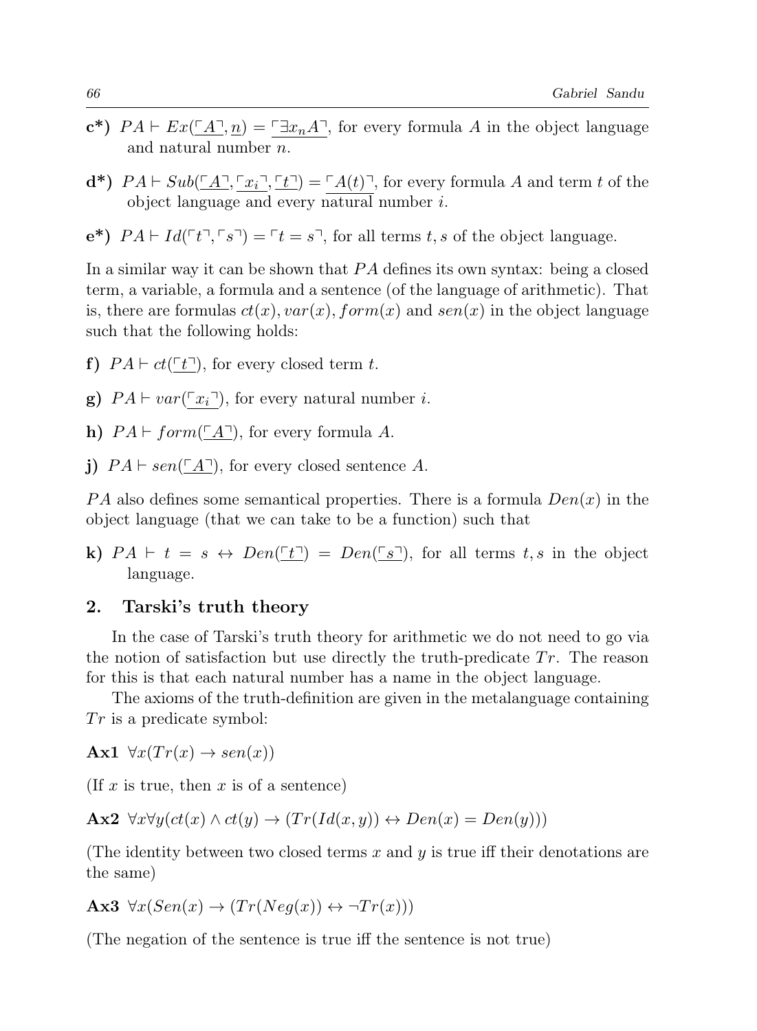**c\*)** $PA \vdash Ex(\underline{\ulcorner A \urcorner}, \underline{n}) = \underline{\ulcorner \exists x_n A \urcorner}$, for every formula $A$ in the object language and natural number $n$.

**d\*)** $PA \vdash Sub(\underline{\ulcorner A \urcorner}, \underline{\ulcorner x_i \urcorner}, \underline{\ulcorner t \urcorner}) = \underline{\ulcorner A(t) \urcorner}$, for every formula $A$ and term $t$ of the object language and every natural number $i$.

**e\*)** $PA \vdash Id(\ulcorner t \urcorner, \ulcorner s \urcorner) = \ulcorner t = s \urcorner$, for all terms $t, s$ of the object language.

In a similar way it can be shown that $PA$ defines its own syntax: being a closed term, a variable, a formula and a sentence (of the language of arithmetic). That is, there are formulas $ct(x), var(x), form(x)$ and $sen(x)$ in the object language such that the following holds:

**f)** $PA \vdash ct(\underline{\ulcorner t \urcorner})$, for every closed term $t$.

**g)** $PA \vdash var(\underline{\ulcorner x_i \urcorner})$, for every natural number $i$.

**h)** $PA \vdash form(\underline{\ulcorner A \urcorner})$, for every formula $A$.

**j)** $PA \vdash sen(\underline{\ulcorner A \urcorner})$, for every closed sentence $A$.

$PA$ also defines some semantical properties. There is a formula $Den(x)$ in the object language (that we can take to be a function) such that

**k)** $PA \vdash t = s \leftrightarrow Den(\underline{\ulcorner t \urcorner}) = Den(\underline{\ulcorner s \urcorner})$, for all terms $t, s$ in the object language.

## 2. Tarski's truth theory

In the case of Tarski's truth theory for arithmetic we do not need to go via the notion of satisfaction but use directly the truth-predicate $Tr$. The reason for this is that each natural number has a name in the object language.

The axioms of the truth-definition are given in the metalanguage containing $Tr$ is a predicate symbol:

**Ax1** $\forall x(Tr(x) \rightarrow sen(x))$

(If $x$ is true, then $x$ is of a sentence)

**Ax2** $\forall x \forall y(ct(x) \wedge ct(y) \rightarrow (Tr(Id(x, y)) \leftrightarrow Den(x) = Den(y)))$

(The identity between two closed terms $x$ and $y$ is true iff their denotations are the same)

**Ax3** $\forall x(Sen(x) \rightarrow (Tr(Neg(x)) \leftrightarrow \neg Tr(x)))$

(The negation of the sentence is true iff the sentence is not true)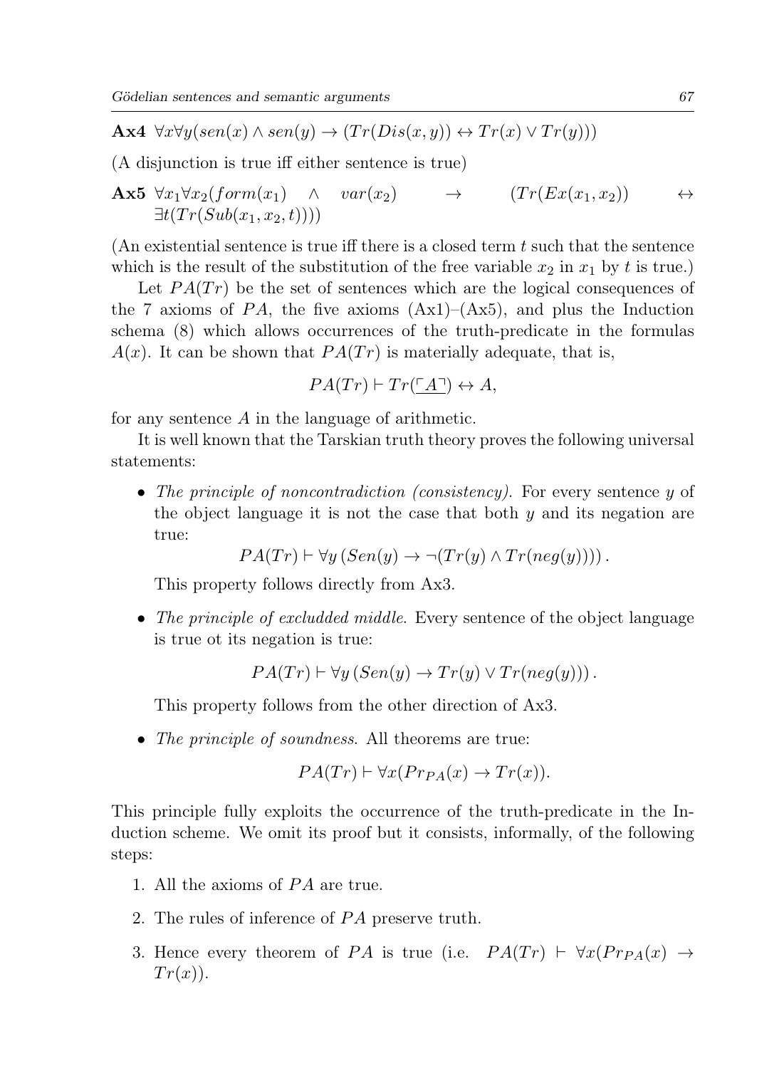**Ax4** $\forall x \forall y (sen(x) \wedge sen(y) \rightarrow (Tr(Dis(x,y)) \leftrightarrow Tr(x) \vee Tr(y)))$

(A disjunction is true iff either sentence is true)

**Ax5** $\forall x_1 \forall x_2 (form(x_1) \wedge var(x_2) \rightarrow (Tr(Ex(x_1, x_2)) \leftrightarrow \exists t (Tr(Sub(x_1, x_2, t))))$

(An existential sentence is true iff there is a closed term $t$ such that the sentence which is the result of the substitution of the free variable $x_2$ in $x_1$ by $t$ is true.)

Let $PA(Tr)$ be the set of sentences which are the logical consequences of the 7 axioms of $PA$, the five axioms (Ax1)–(Ax5), and plus the Induction schema (8) which allows occurrences of the truth-predicate in the formulas $A(x)$. It can be shown that $PA(Tr)$ is materially adequate, that is,

$$PA(Tr) \vdash Tr(\underline{\ulcorner A \urcorner}) \leftrightarrow A,$$

for any sentence $A$ in the language of arithmetic.

It is well known that the Tarskian truth theory proves the following universal statements:

- *The principle of noncontradiction (consistency).* For every sentence $y$ of the object language it is not the case that both $y$ and its negation are true:

  $$PA(Tr) \vdash \forall y \left(Sen(y) \rightarrow \neg(Tr(y) \wedge Tr(neg(y)))\right).$$

  This property follows directly from Ax3.

- *The principle of excludded middle.* Every sentence of the object language is true ot its negation is true:

  $$PA(Tr) \vdash \forall y \left(Sen(y) \rightarrow Tr(y) \vee Tr(neg(y))\right).$$

  This property follows from the other direction of Ax3.

- *The principle of soundness.* All theorems are true:

  $$PA(Tr) \vdash \forall x (Pr_{PA}(x) \rightarrow Tr(x)).$$

This principle fully exploits the occurrence of the truth-predicate in the Induction scheme. We omit its proof but it consists, informally, of the following steps:

1. All the axioms of $PA$ are true.
2. The rules of inference of $PA$ preserve truth.
3. Hence every theorem of $PA$ is true (i.e. $PA(Tr) \vdash \forall x(Pr_{PA}(x) \rightarrow Tr(x))$.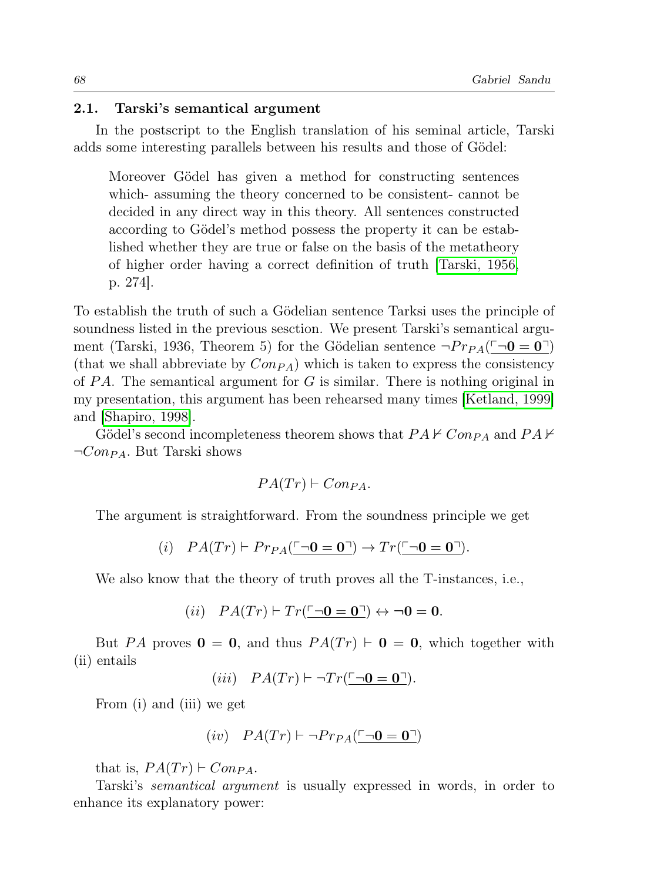### 2.1. Tarski's semantical argument

In the postscript to the English translation of his seminal article, Tarski adds some interesting parallels between his results and those of Gödel:

> Moreover Gödel has given a method for constructing sentences which- assuming the theory concerned to be consistent- cannot be decided in any direct way in this theory. All sentences constructed according to Gödel's method possess the property it can be established whether they are true or false on the basis of the metatheory of higher order having a correct definition of truth [Tarski, 1956, p. 274].

To establish the truth of such a Gödelian sentence Tarksi uses the principle of soundness listed in the previous sesction. We present Tarski's semantical argument (Tarski, 1936, Theorem 5) for the Gödelian sentence $\neg Pr_{PA}(\underline{\ulcorner \neg \mathbf{0} = \mathbf{0} \urcorner})$ (that we shall abbreviate by $Con_{PA}$) which is taken to express the consistency of $PA$. The semantical argument for $G$ is similar. There is nothing original in my presentation, this argument has been rehearsed many times [Ketland, 1999] and [Shapiro, 1998].

Gödel's second incompleteness theorem shows that $PA \nvdash Con_{PA}$ and $PA \nvdash \neg Con_{PA}$. But Tarski shows

$$PA(Tr) \vdash Con_{PA}.$$

The argument is straightforward. From the soundness principle we get

$$(i) \quad PA(Tr) \vdash Pr_{PA}(\underline{\ulcorner \neg \mathbf{0} = \mathbf{0} \urcorner}) \rightarrow Tr(\underline{\ulcorner \neg \mathbf{0} = \mathbf{0} \urcorner}).$$

We also know that the theory of truth proves all the T-instances, i.e.,

$$(ii) \quad PA(Tr) \vdash Tr(\underline{\ulcorner \neg \mathbf{0} = \mathbf{0} \urcorner}) \leftrightarrow \neg \mathbf{0} = \mathbf{0}.$$

But $PA$ proves $\mathbf{0} = \mathbf{0}$, and thus $PA(Tr) \vdash \mathbf{0} = \mathbf{0}$, which together with (ii) entails

$$(iii) \quad PA(Tr) \vdash \neg Tr(\underline{\ulcorner \neg \mathbf{0} = \mathbf{0} \urcorner}).$$

From (i) and (iii) we get

$$(iv) \quad PA(Tr) \vdash \neg Pr_{PA}(\underline{\ulcorner \neg \mathbf{0} = \mathbf{0} \urcorner})$$

that is, $PA(Tr) \vdash Con_{PA}$.

Tarski's *semantical argument* is usually expressed in words, in order to enhance its explanatory power: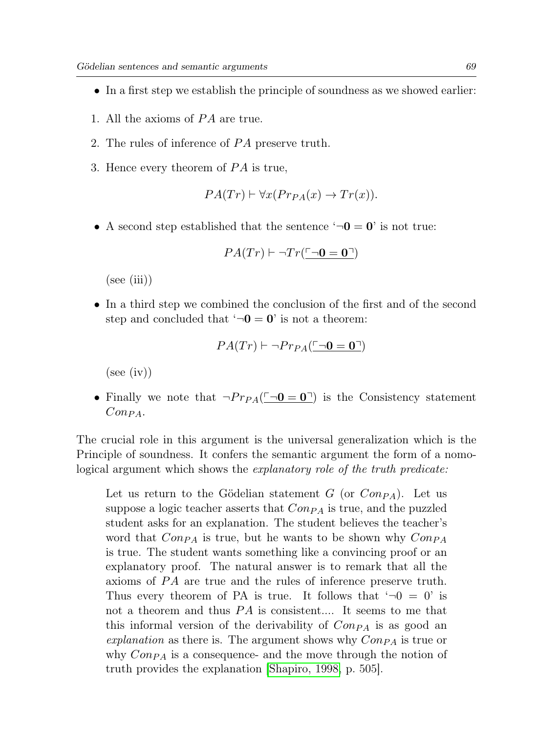- In a first step we establish the principle of soundness as we showed earlier:

1. All the axioms of $PA$ are true.
2. The rules of inference of $PA$ preserve truth.
3. Hence every theorem of $PA$ is true,

$$PA(Tr) \vdash \forall x(Pr_{PA}(x) \rightarrow Tr(x)).$$

- A second step established that the sentence '$\neg \mathbf{0} = \mathbf{0}$' is not true:

$$PA(Tr) \vdash \neg Tr(\underline{\ulcorner \neg \mathbf{0} = \mathbf{0} \urcorner})$$

(see (iii))

- In a third step we combined the conclusion of the first and of the second step and concluded that '$\neg \mathbf{0} = \mathbf{0}$' is not a theorem:

$$PA(Tr) \vdash \neg Pr_{PA}(\underline{\ulcorner \neg \mathbf{0} = \mathbf{0} \urcorner})$$

(see (iv))

- Finally we note that $\neg Pr_{PA}(\underline{\ulcorner \neg \mathbf{0} = \mathbf{0} \urcorner})$ is the Consistency statement $Con_{PA}$.

The crucial role in this argument is the universal generalization which is the Principle of soundness. It confers the semantic argument the form of a nomological argument which shows the *explanatory role of the truth predicate:*

> Let us return to the Gödelian statement $G$ (or $Con_{PA}$). Let us suppose a logic teacher asserts that $Con_{PA}$ is true, and the puzzled student asks for an explanation. The student believes the teacher's word that $Con_{PA}$ is true, but he wants to be shown why $Con_{PA}$ is true. The student wants something like a convincing proof or an explanatory proof. The natural answer is to remark that all the axioms of $PA$ are true and the rules of inference preserve truth. Thus every theorem of PA is true. It follows that '$\neg 0 = 0$' is not a theorem and thus $PA$ is consistent.... It seems to me that this informal version of the derivability of $Con_{PA}$ is as good an *explanation* as there is. The argument shows why $Con_{PA}$ is true or why $Con_{PA}$ is a consequence- and the move through the notion of truth provides the explanation [Shapiro, 1998, p. 505].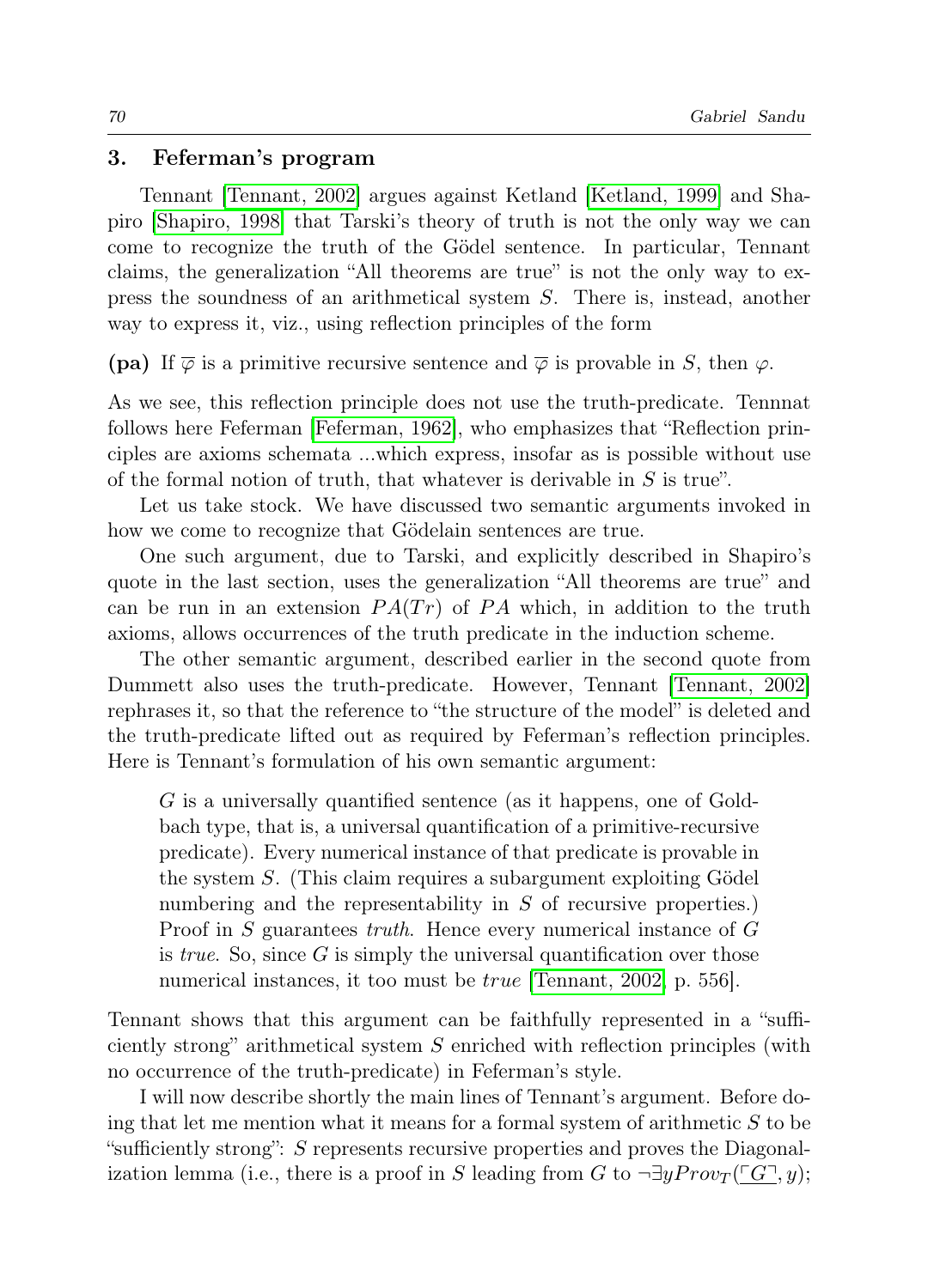## 3. Feferman's program

Tennant [Tennant, 2002] argues against Ketland [Ketland, 1999] and Shapiro [Shapiro, 1998] that Tarski's theory of truth is not the only way we can come to recognize the truth of the Gödel sentence. In particular, Tennant claims, the generalization "All theorems are true" is not the only way to express the soundness of an arithmetical system $S$. There is, instead, another way to express it, viz., using reflection principles of the form

**(pa)** If $\overline{\varphi}$ is a primitive recursive sentence and $\overline{\varphi}$ is provable in $S$, then $\varphi$.

As we see, this reflection principle does not use the truth-predicate. Tennnat follows here Feferman [Feferman, 1962], who emphasizes that "Reflection principles are axioms schemata ...which express, insofar as is possible without use of the formal notion of truth, that whatever is derivable in $S$ is true".

Let us take stock. We have discussed two semantic arguments invoked in how we come to recognize that Gödelain sentences are true.

One such argument, due to Tarski, and explicitly described in Shapiro's quote in the last section, uses the generalization "All theorems are true" and can be run in an extension $PA(Tr)$ of $PA$ which, in addition to the truth axioms, allows occurrences of the truth predicate in the induction scheme.

The other semantic argument, described earlier in the second quote from Dummett also uses the truth-predicate. However, Tennant [Tennant, 2002] rephrases it, so that the reference to "the structure of the model" is deleted and the truth-predicate lifted out as required by Feferman's reflection principles. Here is Tennant's formulation of his own semantic argument:

> $G$ is a universally quantified sentence (as it happens, one of Goldbach type, that is, a universal quantification of a primitive-recursive predicate). Every numerical instance of that predicate is provable in the system $S$. (This claim requires a subargument exploiting Gödel numbering and the representability in $S$ of recursive properties.) Proof in $S$ guarantees *truth*. Hence every numerical instance of $G$ is *true*. So, since $G$ is simply the universal quantification over those numerical instances, it too must be *true* [Tennant, 2002, p. 556].

Tennant shows that this argument can be faithfully represented in a "sufficiently strong" arithmetical system $S$ enriched with reflection principles (with no occurrence of the truth-predicate) in Feferman's style.

I will now describe shortly the main lines of Tennant's argument. Before doing that let me mention what it means for a formal system of arithmetic $S$ to be "sufficiently strong": $S$ represents recursive properties and proves the Diagonalization lemma (i.e., there is a proof in $S$ leading from $G$ to $\neg\exists y Prov_T(\underline{\ulcorner G \urcorner}, y)$;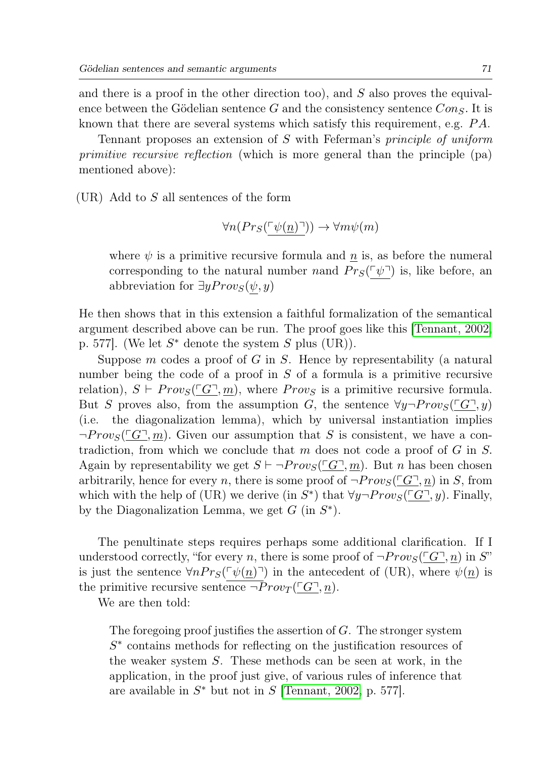and there is a proof in the other direction too), and $S$ also proves the equivalence between the Gödelian sentence $G$ and the consistency sentence $Con_S$. It is known that there are several systems which satisfy this requirement, e.g. $PA$.

Tennant proposes an extension of $S$ with Feferman's *principle of uniform primitive recursive reflection* (which is more general than the principle (pa) mentioned above):

(UR) Add to $S$ all sentences of the form

$$\forall n(Pr_S(\underline{\ulcorner \psi(\underline{n}) \urcorner})) \rightarrow \forall m \psi(m)$$

where $\psi$ is a primitive recursive formula and $\underline{n}$ is, as before the numeral corresponding to the natural number $n$and $Pr_S(\underline{\ulcorner \psi \urcorner})$ is, like before, an abbreviation for $\exists y Prov_S(\underline{\psi}, y)$

He then shows that in this extension a faithful formalization of the semantical argument described above can be run. The proof goes like this [Tennant, 2002, p. 577]. (We let $S^*$ denote the system $S$ plus (UR)).

Suppose $m$ codes a proof of $G$ in $S$. Hence by representability (a natural number being the code of a proof in $S$ of a formula is a primitive recursive relation), $S \vdash Prov_S(\underline{\ulcorner G \urcorner}, \underline{m})$, where $Prov_S$ is a primitive recursive formula. But $S$ proves also, from the assumption $G$, the sentence $\forall y \neg Prov_S(\underline{\ulcorner G \urcorner}, y)$ (i.e. the diagonalization lemma), which by universal instantiation implies $\neg Prov_S(\underline{\ulcorner G \urcorner}, \underline{m})$. Given our assumption that $S$ is consistent, we have a contradiction, from which we conclude that $m$ does not code a proof of $G$ in $S$. Again by representability we get $S \vdash \neg Prov_S(\underline{\ulcorner G \urcorner}, \underline{m})$. But $n$ has been chosen arbitrarily, hence for every $n$, there is some proof of $\neg Prov_S(\underline{\ulcorner G \urcorner}, \underline{n})$ in $S$, from which with the help of (UR) we derive (in $S^*$) that $\forall y \neg Prov_S(\underline{\ulcorner G \urcorner}, y)$. Finally, by the Diagonalization Lemma, we get $G$ (in $S^*$).

The penultinate steps requires perhaps some additional clarification. If I understood correctly, "for every $n$, there is some proof of $\neg Prov_S(\underline{\ulcorner G \urcorner}, \underline{n})$ in $S$" is just the sentence $\forall n Pr_S(\underline{\ulcorner \psi(\underline{n}) \urcorner})$ in the antecedent of (UR), where $\psi(\underline{n})$ is the primitive recursive sentence $\neg Prov_T(\underline{\ulcorner G \urcorner}, \underline{n})$.

We are then told:

> The foregoing proof justifies the assertion of $G$. The stronger system $S^*$ contains methods for reflecting on the justification resources of the weaker system $S$. These methods can be seen at work, in the application, in the proof just give, of various rules of inference that are available in $S^*$ but not in $S$ [Tennant, 2002, p. 577].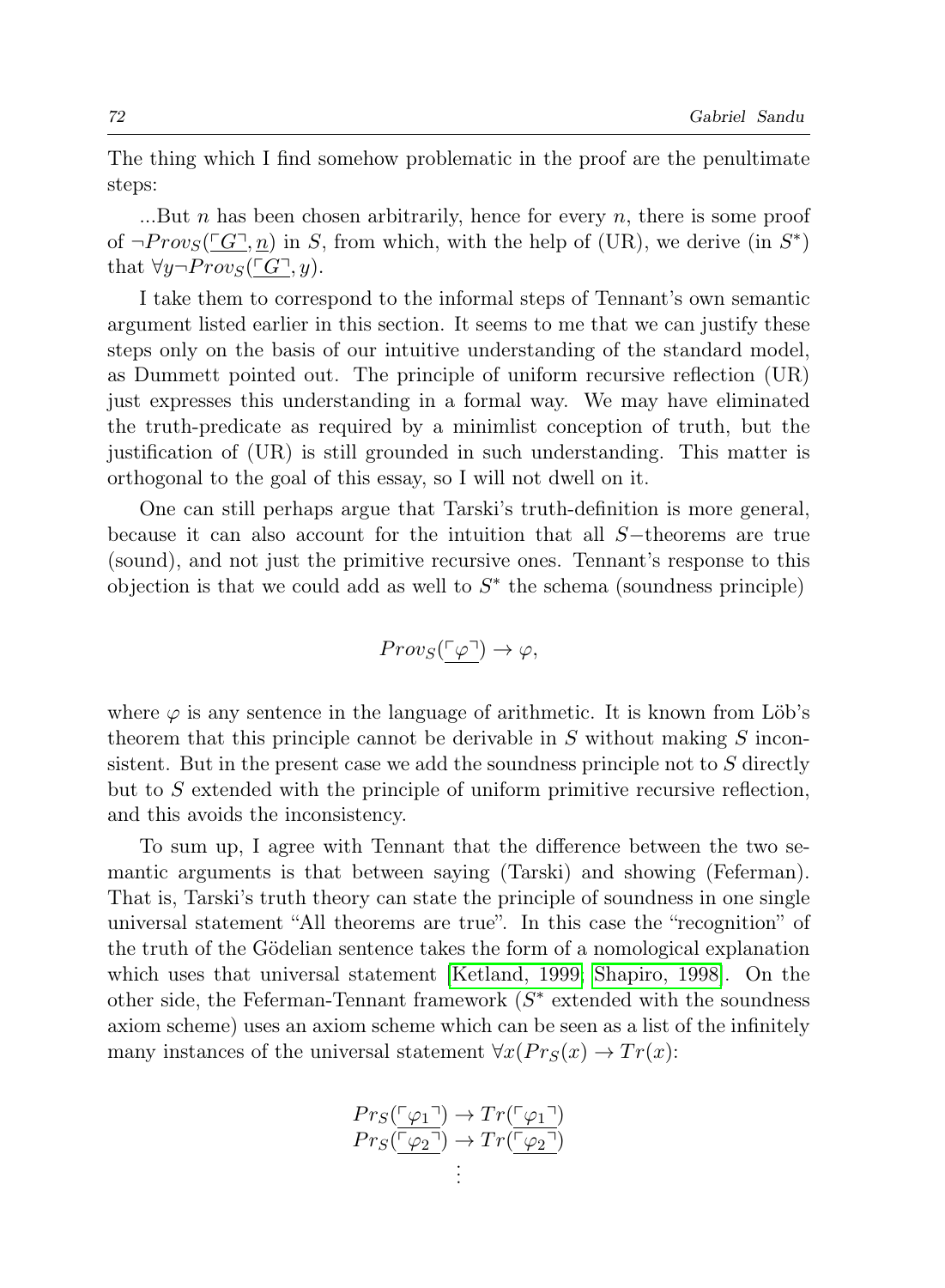The thing which I find somehow problematic in the proof are the penultimate steps:

...But $n$ has been chosen arbitrarily, hence for every $n$, there is some proof of $\neg Prov_S(\underline{\ulcorner G \urcorner}, \underline{n})$ in $S$, from which, with the help of (UR), we derive (in $S^*$) that $\forall y \neg Prov_S(\underline{\ulcorner G \urcorner}, y)$.

I take them to correspond to the informal steps of Tennant's own semantic argument listed earlier in this section. It seems to me that we can justify these steps only on the basis of our intuitive understanding of the standard model, as Dummett pointed out. The principle of uniform recursive reflection (UR) just expresses this understanding in a formal way. We may have eliminated the truth-predicate as required by a minimlist conception of truth, but the justification of (UR) is still grounded in such understanding. This matter is orthogonal to the goal of this essay, so I will not dwell on it.

One can still perhaps argue that Tarski's truth-definition is more general, because it can also account for the intuition that all $S-$theorems are true (sound), and not just the primitive recursive ones. Tennant's response to this objection is that we could add as well to $S^*$ the schema (soundness principle)

$$Prov_S(\underline{\ulcorner \varphi \urcorner}) \rightarrow \varphi,$$

where $\varphi$ is any sentence in the language of arithmetic. It is known from Löb's theorem that this principle cannot be derivable in $S$ without making $S$ inconsistent. But in the present case we add the soundness principle not to $S$ directly but to $S$ extended with the principle of uniform primitive recursive reflection, and this avoids the inconsistency.

To sum up, I agree with Tennant that the difference between the two semantic arguments is that between saying (Tarski) and showing (Feferman). That is, Tarski's truth theory can state the principle of soundness in one single universal statement "All theorems are true". In this case the "recognition" of the truth of the Gödelian sentence takes the form of a nomological explanation which uses that universal statement [Ketland, 1999; Shapiro, 1998]. On the other side, the Feferman-Tennant framework ($S^*$ extended with the soundness axiom scheme) uses an axiom scheme which can be seen as a list of the infinitely many instances of the universal statement $\forall x(Pr_S(x) \rightarrow Tr(x)$:

$$\begin{array}{c} Pr_S(\underline{\ulcorner \varphi_1 \urcorner}) \rightarrow Tr(\underline{\ulcorner \varphi_1 \urcorner}) \\ Pr_S(\underline{\ulcorner \varphi_2 \urcorner}) \rightarrow Tr(\underline{\ulcorner \varphi_2 \urcorner}) \\ \vdots \end{array}$$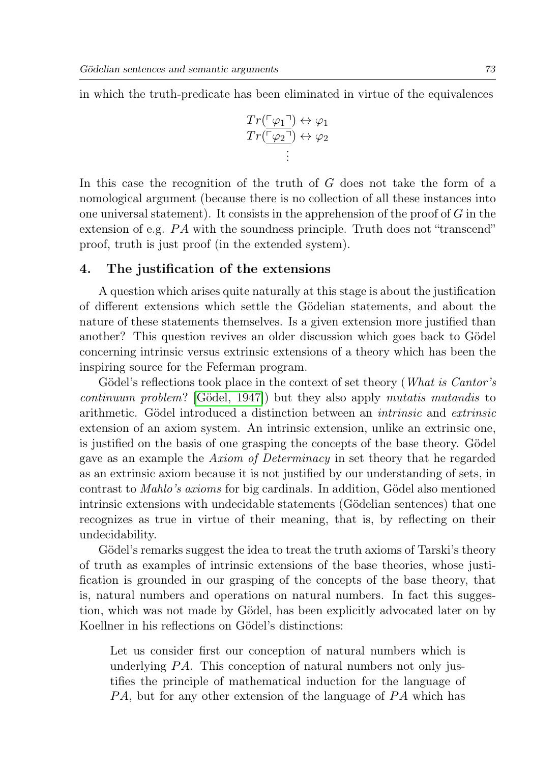in which the truth-predicate has been eliminated in virtue of the equivalences

$$
\begin{gathered}
Tr(\underline{\ulcorner \varphi_1 \urcorner}) \leftrightarrow \varphi_1 \\
Tr(\underline{\ulcorner \varphi_2 \urcorner}) \leftrightarrow \varphi_2 \\
\vdots
\end{gathered}
$$

In this case the recognition of the truth of $G$ does not take the form of a nomological argument (because there is no collection of all these instances into one universal statement). It consists in the apprehension of the proof of $G$ in the extension of e.g. $PA$ with the soundness principle. Truth does not "transcend" proof, truth is just proof (in the extended system).

## 4. The justification of the extensions

A question which arises quite naturally at this stage is about the justification of different extensions which settle the Gödelian statements, and about the nature of these statements themselves. Is a given extension more justified than another? This question revives an older discussion which goes back to Gödel concerning intrinsic versus extrinsic extensions of a theory which has been the inspiring source for the Feferman program.

Gödel's reflections took place in the context of set theory (*What is Cantor's continuum problem*? [Gödel, 1947]) but they also apply *mutatis mutandis* to arithmetic. Gödel introduced a distinction between an *intrinsic* and *extrinsic* extension of an axiom system. An intrinsic extension, unlike an extrinsic one, is justified on the basis of one grasping the concepts of the base theory. Gödel gave as an example the *Axiom of Determinacy* in set theory that he regarded as an extrinsic axiom because it is not justified by our understanding of sets, in contrast to *Mahlo's axioms* for big cardinals. In addition, Gödel also mentioned intrinsic extensions with undecidable statements (Gödelian sentences) that one recognizes as true in virtue of their meaning, that is, by reflecting on their undecidability.

Gödel's remarks suggest the idea to treat the truth axioms of Tarski's theory of truth as examples of intrinsic extensions of the base theories, whose justification is grounded in our grasping of the concepts of the base theory, that is, natural numbers and operations on natural numbers. In fact this suggestion, which was not made by Gödel, has been explicitly advocated later on by Koellner in his reflections on Gödel's distinctions:

> Let us consider first our conception of natural numbers which is underlying $PA$. This conception of natural numbers not only justifies the principle of mathematical induction for the language of $PA$, but for any other extension of the language of $PA$ which has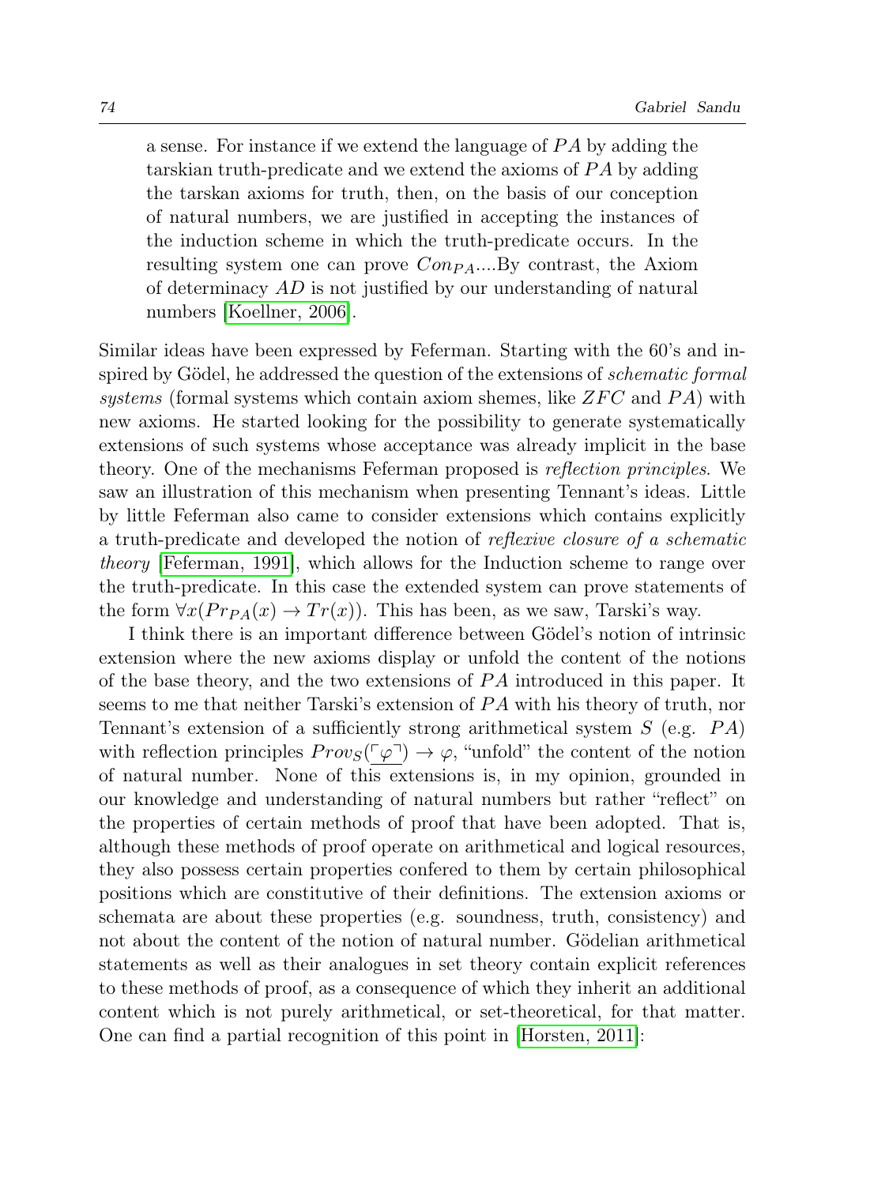> a sense. For instance if we extend the language of $PA$ by adding the tarskian truth-predicate and we extend the axioms of $PA$ by adding the tarskan axioms for truth, then, on the basis of our conception of natural numbers, we are justified in accepting the instances of the induction scheme in which the truth-predicate occurs. In the resulting system one can prove $Con_{PA}$....By contrast, the Axiom of determinacy $AD$ is not justified by our understanding of natural numbers [Koellner, 2006].

Similar ideas have been expressed by Feferman. Starting with the 60's and inspired by Gödel, he addressed the question of the extensions of *schematic formal systems* (formal systems which contain axiom shemes, like $ZFC$ and $PA$) with new axioms. He started looking for the possibility to generate systematically extensions of such systems whose acceptance was already implicit in the base theory. One of the mechanisms Feferman proposed is *reflection principles*. We saw an illustration of this mechanism when presenting Tennant's ideas. Little by little Feferman also came to consider extensions which contains explicitly a truth-predicate and developed the notion of *reflexive closure of a schematic theory* [Feferman, 1991], which allows for the Induction scheme to range over the truth-predicate. In this case the extended system can prove statements of the form $\forall x(Pr_{PA}(x) \rightarrow Tr(x))$. This has been, as we saw, Tarski's way.

I think there is an important difference between Gödel's notion of intrinsic extension where the new axioms display or unfold the content of the notions of the base theory, and the two extensions of $PA$ introduced in this paper. It seems to me that neither Tarski's extension of $PA$ with his theory of truth, nor Tennant's extension of a sufficiently strong arithmetical system $S$ (e.g. $PA$) with reflection principles $Prov_S(\ulcorner\varphi\urcorner) \rightarrow \varphi$, "unfold" the content of the notion of natural number. None of this extensions is, in my opinion, grounded in our knowledge and understanding of natural numbers but rather "reflect" on the properties of certain methods of proof that have been adopted. That is, although these methods of proof operate on arithmetical and logical resources, they also possess certain properties confered to them by certain philosophical positions which are constitutive of their definitions. The extension axioms or schemata are about these properties (e.g. soundness, truth, consistency) and not about the content of the notion of natural number. Gödelian arithmetical statements as well as their analogues in set theory contain explicit references to these methods of proof, as a consequence of which they inherit an additional content which is not purely arithmetical, or set-theoretical, for that matter. One can find a partial recognition of this point in [Horsten, 2011]: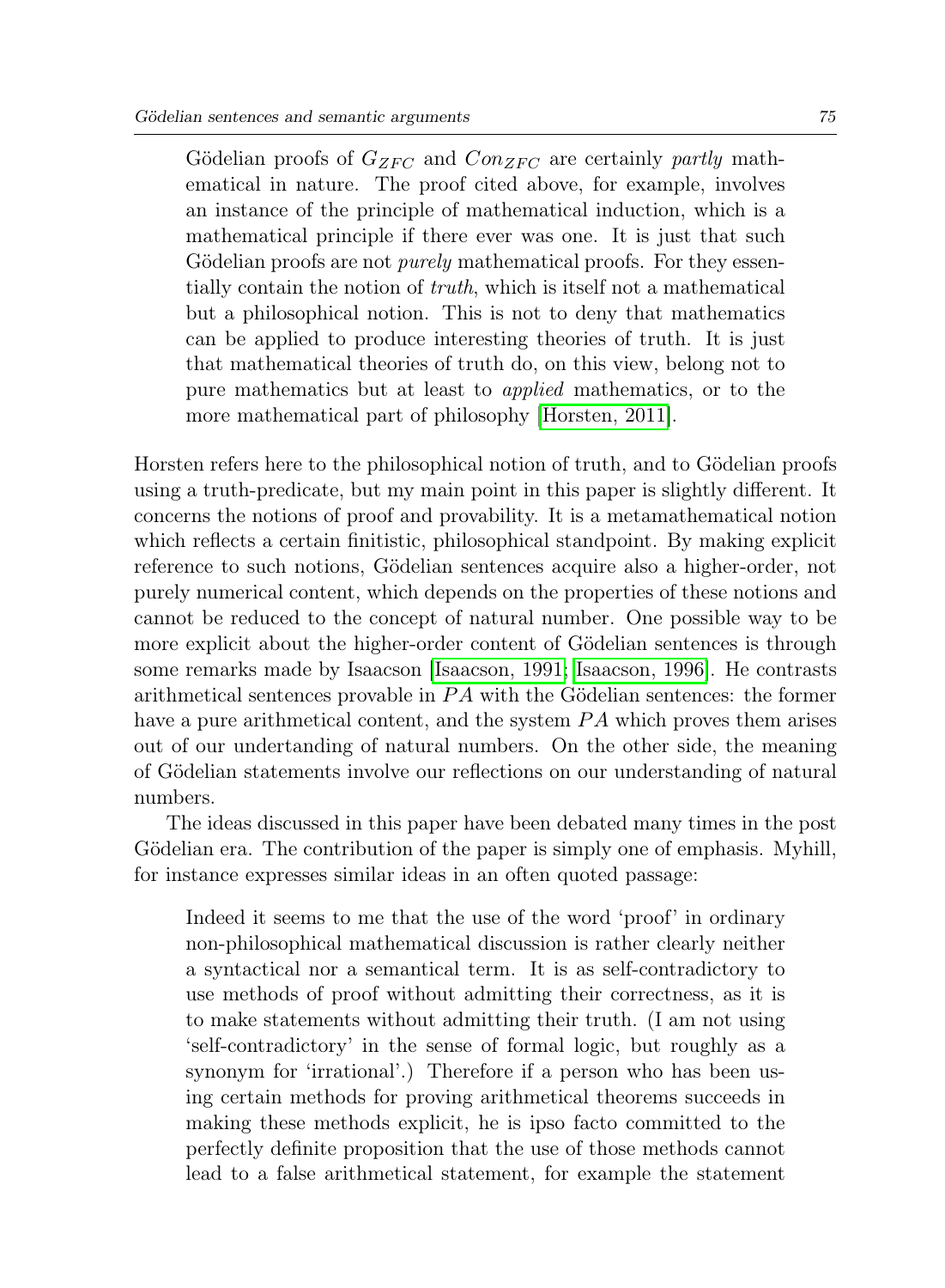> Gödelian proofs of $G_{ZFC}$ and $Con_{ZFC}$ are certainly *partly* mathematical in nature. The proof cited above, for example, involves an instance of the principle of mathematical induction, which is a mathematical principle if there ever was one. It is just that such Gödelian proofs are not *purely* mathematical proofs. For they essentially contain the notion of *truth*, which is itself not a mathematical but a philosophical notion. This is not to deny that mathematics can be applied to produce interesting theories of truth. It is just that mathematical theories of truth do, on this view, belong not to pure mathematics but at least to *applied* mathematics, or to the more mathematical part of philosophy [Horsten, 2011].

Horsten refers here to the philosophical notion of truth, and to Gödelian proofs using a truth-predicate, but my main point in this paper is slightly different. It concerns the notions of proof and provability. It is a metamathematical notion which reflects a certain finitistic, philosophical standpoint. By making explicit reference to such notions, Gödelian sentences acquire also a higher-order, not purely numerical content, which depends on the properties of these notions and cannot be reduced to the concept of natural number. One possible way to be more explicit about the higher-order content of Gödelian sentences is through some remarks made by Isaacson [Isaacson, 1991; Isaacson, 1996]. He contrasts arithmetical sentences provable in $PA$ with the Gödelian sentences: the former have a pure arithmetical content, and the system $PA$ which proves them arises out of our undertanding of natural numbers. On the other side, the meaning of Gödelian statements involve our reflections on our understanding of natural numbers.

The ideas discussed in this paper have been debated many times in the post Gödelian era. The contribution of the paper is simply one of emphasis. Myhill, for instance expresses similar ideas in an often quoted passage:

> Indeed it seems to me that the use of the word 'proof' in ordinary non-philosophical mathematical discussion is rather clearly neither a syntactical nor a semantical term. It is as self-contradictory to use methods of proof without admitting their correctness, as it is to make statements without admitting their truth. (I am not using 'self-contradictory' in the sense of formal logic, but roughly as a synonym for 'irrational'.) Therefore if a person who has been using certain methods for proving arithmetical theorems succeeds in making these methods explicit, he is ipso facto committed to the perfectly definite proposition that the use of those methods cannot lead to a false arithmetical statement, for example the statement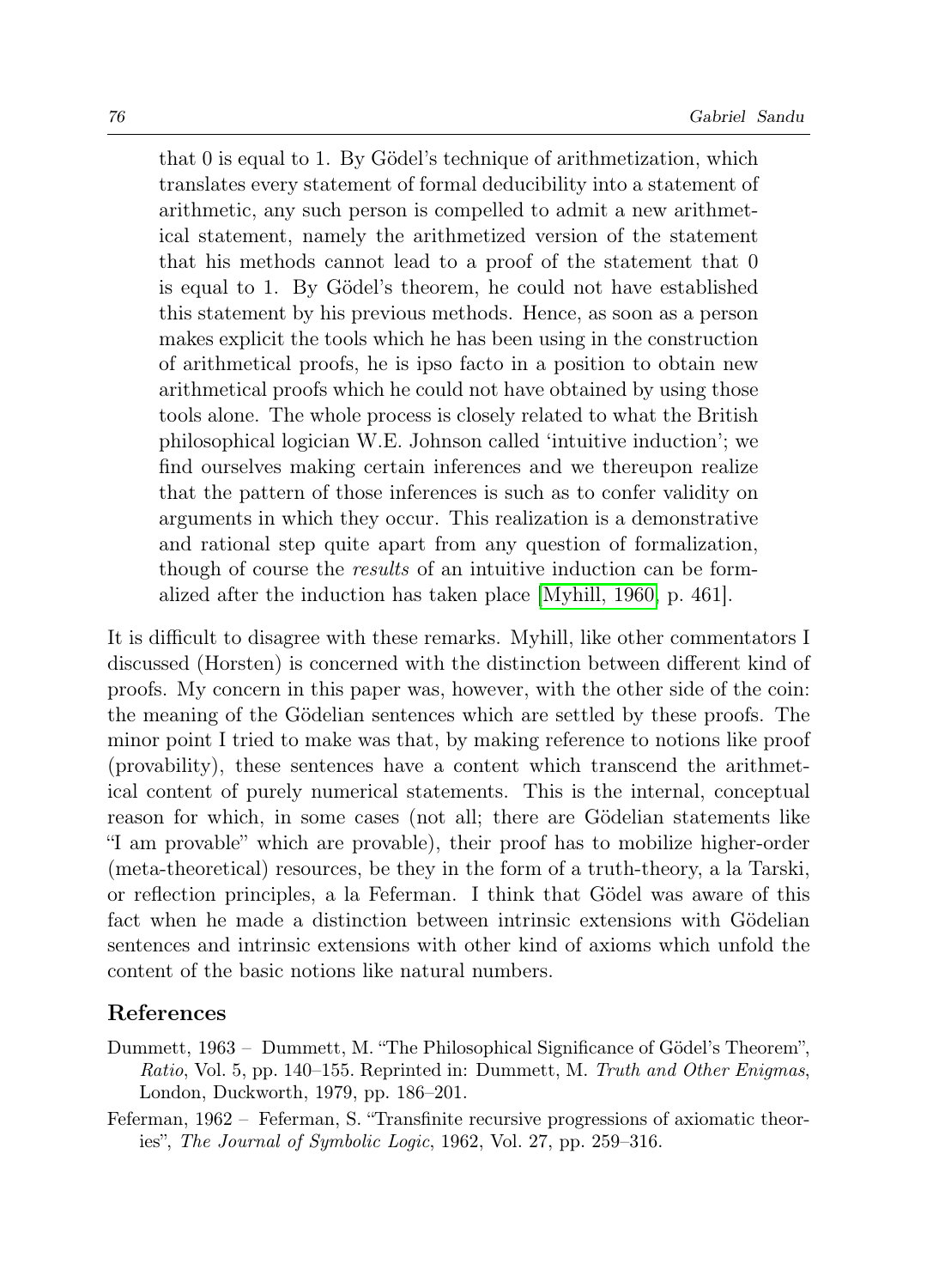> that 0 is equal to 1. By Gödel's technique of arithmetization, which translates every statement of formal deducibility into a statement of arithmetic, any such person is compelled to admit a new arithmetical statement, namely the arithmetized version of the statement that his methods cannot lead to a proof of the statement that 0 is equal to 1. By Gödel's theorem, he could not have established this statement by his previous methods. Hence, as soon as a person makes explicit the tools which he has been using in the construction of arithmetical proofs, he is ipso facto in a position to obtain new arithmetical proofs which he could not have obtained by using those tools alone. The whole process is closely related to what the British philosophical logician W.E. Johnson called 'intuitive induction'; we find ourselves making certain inferences and we thereupon realize that the pattern of those inferences is such as to confer validity on arguments in which they occur. This realization is a demonstrative and rational step quite apart from any question of formalization, though of course the *results* of an intuitive induction can be formalized after the induction has taken place [Myhill, 1960, p. 461].

It is difficult to disagree with these remarks. Myhill, like other commentators I discussed (Horsten) is concerned with the distinction between different kind of proofs. My concern in this paper was, however, with the other side of the coin: the meaning of the Gödelian sentences which are settled by these proofs. The minor point I tried to make was that, by making reference to notions like proof (provability), these sentences have a content which transcend the arithmetical content of purely numerical statements. This is the internal, conceptual reason for which, in some cases (not all; there are Gödelian statements like "I am provable" which are provable), their proof has to mobilize higher-order (meta-theoretical) resources, be they in the form of a truth-theory, a la Tarski, or reflection principles, a la Feferman. I think that Gödel was aware of this fact when he made a distinction between intrinsic extensions with Gödelian sentences and intrinsic extensions with other kind of axioms which unfold the content of the basic notions like natural numbers.

## References

Dummett, 1963 – Dummett, M. "The Philosophical Significance of Gödel's Theorem", *Ratio*, Vol. 5, pp. 140–155. Reprinted in: Dummett, M. *Truth and Other Enigmas*, London, Duckworth, 1979, pp. 186–201.

Feferman, 1962 – Feferman, S. "Transfinite recursive progressions of axiomatic theories", *The Journal of Symbolic Logic*, 1962, Vol. 27, pp. 259–316.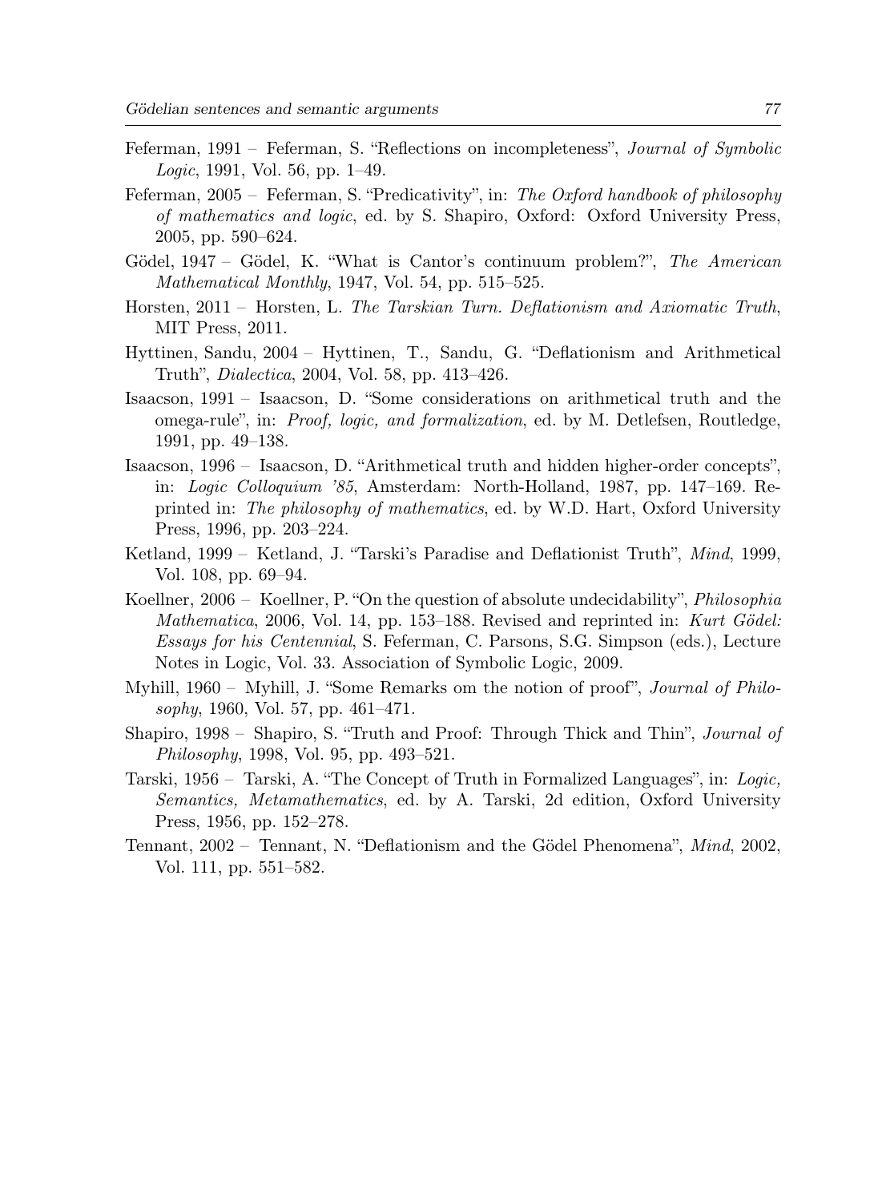Feferman, 1991 – Feferman, S. "Reflections on incompleteness", *Journal of Symbolic Logic*, 1991, Vol. 56, pp. 1–49.

Feferman, 2005 – Feferman, S. "Predicativity", in: *The Oxford handbook of philosophy of mathematics and logic*, ed. by S. Shapiro, Oxford: Oxford University Press, 2005, pp. 590–624.

Gödel, 1947 – Gödel, K. "What is Cantor's continuum problem?", *The American Mathematical Monthly*, 1947, Vol. 54, pp. 515–525.

Horsten, 2011 – Horsten, L. *The Tarskian Turn. Deflationism and Axiomatic Truth*, MIT Press, 2011.

Hyttinen, Sandu, 2004 – Hyttinen, T., Sandu, G. "Deflationism and Arithmetical Truth", *Dialectica*, 2004, Vol. 58, pp. 413–426.

Isaacson, 1991 – Isaacson, D. "Some considerations on arithmetical truth and the omega-rule", in: *Proof, logic, and formalization*, ed. by M. Detlefsen, Routledge, 1991, pp. 49–138.

Isaacson, 1996 – Isaacson, D. "Arithmetical truth and hidden higher-order concepts", in: *Logic Colloquium '85*, Amsterdam: North-Holland, 1987, pp. 147–169. Reprinted in: *The philosophy of mathematics*, ed. by W.D. Hart, Oxford University Press, 1996, pp. 203–224.

Ketland, 1999 – Ketland, J. "Tarski's Paradise and Deflationist Truth", *Mind*, 1999, Vol. 108, pp. 69–94.

Koellner, 2006 – Koellner, P. "On the question of absolute undecidability", *Philosophia Mathematica*, 2006, Vol. 14, pp. 153–188. Revised and reprinted in: *Kurt Gödel: Essays for his Centennial*, S. Feferman, C. Parsons, S.G. Simpson (eds.), Lecture Notes in Logic, Vol. 33. Association of Symbolic Logic, 2009.

Myhill, 1960 – Myhill, J. "Some Remarks om the notion of proof", *Journal of Philosophy*, 1960, Vol. 57, pp. 461–471.

Shapiro, 1998 – Shapiro, S. "Truth and Proof: Through Thick and Thin", *Journal of Philosophy*, 1998, Vol. 95, pp. 493–521.

Tarski, 1956 – Tarski, A. "The Concept of Truth in Formalized Languages", in: *Logic, Semantics, Metamathematics*, ed. by A. Tarski, 2d edition, Oxford University Press, 1956, pp. 152–278.

Tennant, 2002 – Tennant, N. "Deflationism and the Gödel Phenomena", *Mind*, 2002, Vol. 111, pp. 551–582.